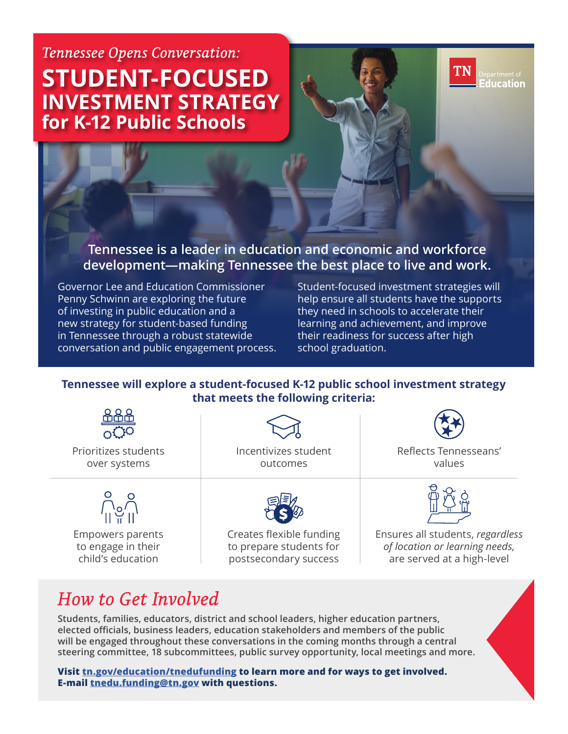*Tennessee Opens Conversation:*

# STUDENT-FOCUSED INVESTMENT STRATEGY for K-12 Public Schools

TN Department of Education

## Tennessee is a leader in education and economic and workforce development—making Tennessee the best place to live and work.

Governor Lee and Education Commissioner Penny Schwinn are exploring the future of investing in public education and a new strategy for student-based funding in Tennessee through a robust statewide conversation and public engagement process.

Student-focused investment strategies will help ensure all students have the supports they need in schools to accelerate their learning and achievement, and improve their readiness for success after high school graduation.

### Tennessee will explore a student-focused K-12 public school investment strategy that meets the following criteria:

- Prioritizes students over systems
- Incentivizes student outcomes
- Reflects Tennesseans' values
- Empowers parents to engage in their child's education
- Creates flexible funding to prepare students for postsecondary success
- Ensures all students, *regardless of location or learning needs,* are served at a high-level

## *How to Get Involved*

**Students, families, educators, district and school leaders, higher education partners, elected officials, business leaders, education stakeholders and members of the public will be engaged throughout these conversations in the coming months through a central steering committee, 18 subcommittees, public survey opportunity, local meetings and more.**

**Visit tn.gov/education/tnedufunding to learn more and for ways to get involved.**
**E-mail tnedu.funding@tn.gov with questions.**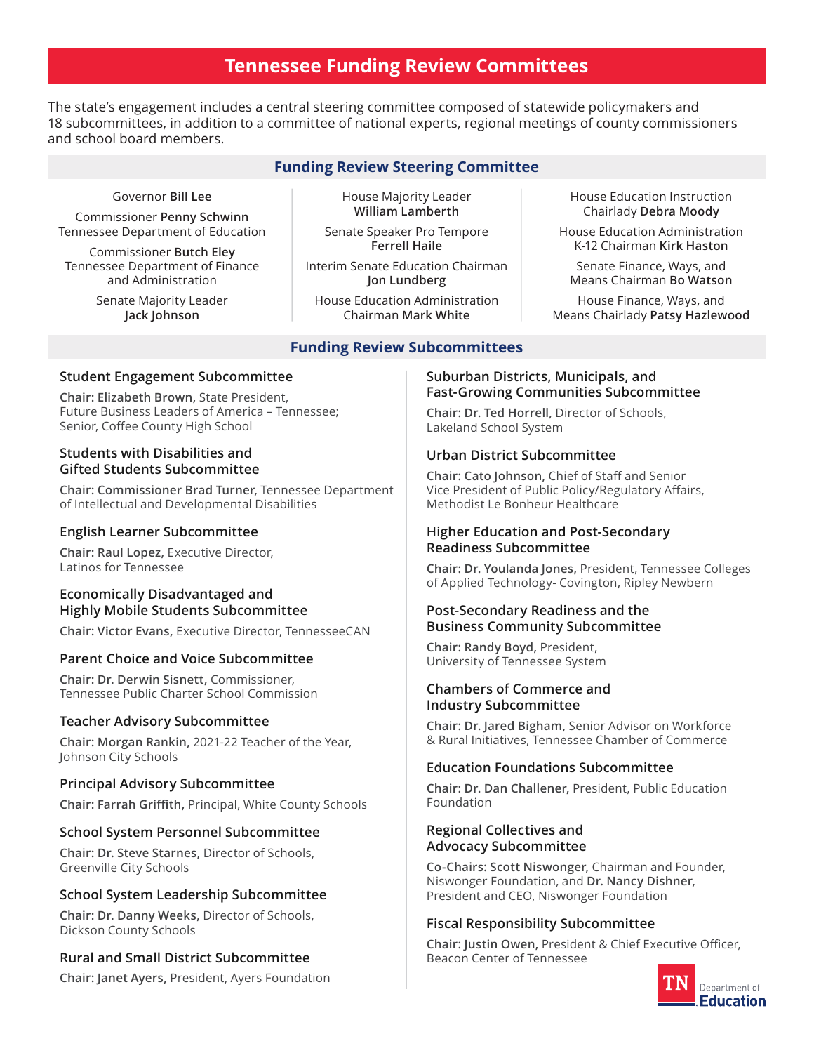# Tennessee Funding Review Committees

The state's engagement includes a central steering committee composed of statewide policymakers and 18 subcommittees, in addition to a committee of national experts, regional meetings of county commissioners and school board members.

## Funding Review Steering Committee

Governor **Bill Lee**

Commissioner **Penny Schwinn**
Tennessee Department of Education

Commissioner **Butch Eley**
Tennessee Department of Finance and Administration

Senate Majority Leader
**Jack Johnson**

House Majority Leader
**William Lamberth**

Senate Speaker Pro Tempore
**Ferrell Haile**

Interim Senate Education Chairman
**Jon Lundberg**

House Education Administration
Chairman **Mark White**

House Education Instruction
Chairlady **Debra Moody**

House Education Administration
K-12 Chairman **Kirk Haston**

Senate Finance, Ways, and
Means Chairman **Bo Watson**

House Finance, Ways, and
Means Chairlady **Patsy Hazlewood**

## Funding Review Subcommittees

### Student Engagement Subcommittee

**Chair: Elizabeth Brown,** State President, Future Business Leaders of America – Tennessee; Senior, Coffee County High School

### Students with Disabilities and Gifted Students Subcommittee

**Chair: Commissioner Brad Turner,** Tennessee Department of Intellectual and Developmental Disabilities

### English Learner Subcommittee

**Chair: Raul Lopez,** Executive Director, Latinos for Tennessee

### Economically Disadvantaged and Highly Mobile Students Subcommittee

**Chair: Victor Evans,** Executive Director, TennesseeCAN

### Parent Choice and Voice Subcommittee

**Chair: Dr. Derwin Sisnett,** Commissioner, Tennessee Public Charter School Commission

### Teacher Advisory Subcommittee

**Chair: Morgan Rankin,** 2021-22 Teacher of the Year, Johnson City Schools

### Principal Advisory Subcommittee

**Chair: Farrah Griffith,** Principal, White County Schools

### School System Personnel Subcommittee

**Chair: Dr. Steve Starnes,** Director of Schools, Greenville City Schools

### School System Leadership Subcommittee

**Chair: Dr. Danny Weeks,** Director of Schools, Dickson County Schools

### Rural and Small District Subcommittee

**Chair: Janet Ayers,** President, Ayers Foundation

### Suburban Districts, Municipals, and Fast-Growing Communities Subcommittee

**Chair: Dr. Ted Horrell,** Director of Schools, Lakeland School System

### Urban District Subcommittee

**Chair: Cato Johnson,** Chief of Staff and Senior Vice President of Public Policy/Regulatory Affairs, Methodist Le Bonheur Healthcare

### Higher Education and Post-Secondary Readiness Subcommittee

**Chair: Dr. Youlanda Jones,** President, Tennessee Colleges of Applied Technology- Covington, Ripley Newbern

### Post-Secondary Readiness and the Business Community Subcommittee

**Chair: Randy Boyd,** President, University of Tennessee System

### Chambers of Commerce and Industry Subcommittee

**Chair: Dr. Jared Bigham,** Senior Advisor on Workforce & Rural Initiatives, Tennessee Chamber of Commerce

### Education Foundations Subcommittee

**Chair: Dr. Dan Challener,** President, Public Education Foundation

### Regional Collectives and Advocacy Subcommittee

**Co-Chairs: Scott Niswonger,** Chairman and Founder, Niswonger Foundation, and **Dr. Nancy Dishner,** President and CEO, Niswonger Foundation

### Fiscal Responsibility Subcommittee

**Chair: Justin Owen,** President & Chief Executive Officer, Beacon Center of Tennessee

TN Department of Education